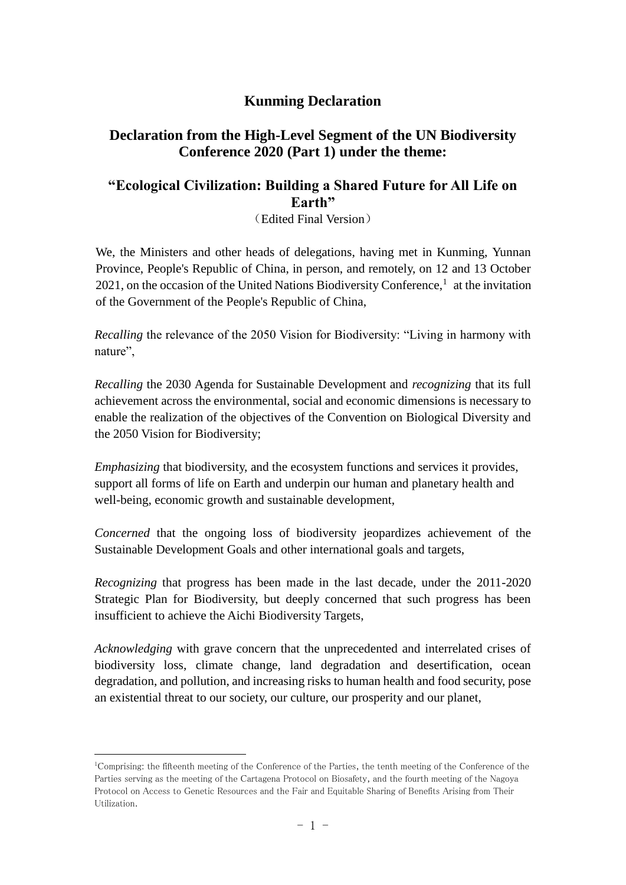# Kunming Declaration

## Declaration from the High-Level Segment of the UN Biodiversity Conference 2020 (Part 1) under the theme:

## "Ecological Civilization: Building a Shared Future for All Life on Earth"

（Edited Final Version）

We, the Ministers and other heads of delegations, having met in Kunming, Yunnan Province, People's Republic of China, in person, and remotely, on 12 and 13 October 2021, on the occasion of the United Nations Biodiversity Conference,[1] at the invitation of the Government of the People's Republic of China,

*Recalling* the relevance of the 2050 Vision for Biodiversity: "Living in harmony with nature",

*Recalling* the 2030 Agenda for Sustainable Development and *recognizing* that its full achievement across the environmental, social and economic dimensions is necessary to enable the realization of the objectives of the Convention on Biological Diversity and the 2050 Vision for Biodiversity;

*Emphasizing* that biodiversity, and the ecosystem functions and services it provides, support all forms of life on Earth and underpin our human and planetary health and well-being, economic growth and sustainable development,

*Concerned* that the ongoing loss of biodiversity jeopardizes achievement of the Sustainable Development Goals and other international goals and targets,

*Recognizing* that progress has been made in the last decade, under the 2011-2020 Strategic Plan for Biodiversity, but deeply concerned that such progress has been insufficient to achieve the Aichi Biodiversity Targets,

*Acknowledging* with grave concern that the unprecedented and interrelated crises of biodiversity loss, climate change, land degradation and desertification, ocean degradation, and pollution, and increasing risks to human health and food security, pose an existential threat to our society, our culture, our prosperity and our planet,

---

[1] Comprising: the fifteenth meeting of the Conference of the Parties, the tenth meeting of the Conference of the Parties serving as the meeting of the Cartagena Protocol on Biosafety, and the fourth meeting of the Nagoya Protocol on Access to Genetic Resources and the Fair and Equitable Sharing of Benefits Arising from Their Utilization.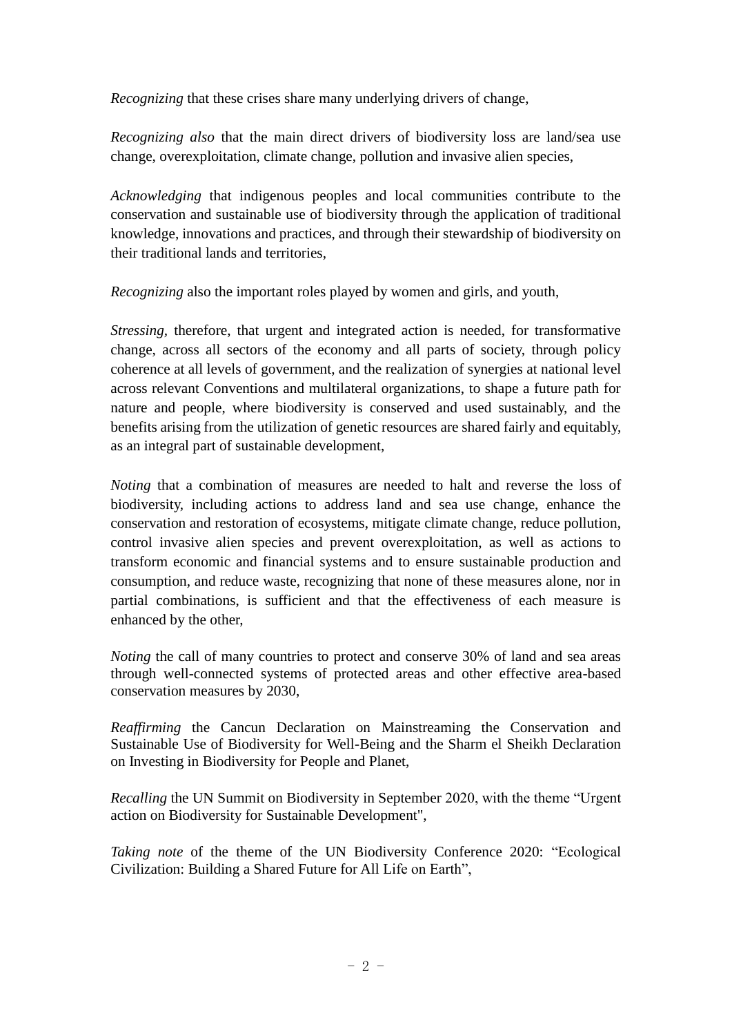*Recognizing* that these crises share many underlying drivers of change,

*Recognizing also* that the main direct drivers of biodiversity loss are land/sea use change, overexploitation, climate change, pollution and invasive alien species,

*Acknowledging* that indigenous peoples and local communities contribute to the conservation and sustainable use of biodiversity through the application of traditional knowledge, innovations and practices, and through their stewardship of biodiversity on their traditional lands and territories,

*Recognizing* also the important roles played by women and girls, and youth,

*Stressing*, therefore, that urgent and integrated action is needed, for transformative change, across all sectors of the economy and all parts of society, through policy coherence at all levels of government, and the realization of synergies at national level across relevant Conventions and multilateral organizations, to shape a future path for nature and people, where biodiversity is conserved and used sustainably, and the benefits arising from the utilization of genetic resources are shared fairly and equitably, as an integral part of sustainable development,

*Noting* that a combination of measures are needed to halt and reverse the loss of biodiversity, including actions to address land and sea use change, enhance the conservation and restoration of ecosystems, mitigate climate change, reduce pollution, control invasive alien species and prevent overexploitation, as well as actions to transform economic and financial systems and to ensure sustainable production and consumption, and reduce waste, recognizing that none of these measures alone, nor in partial combinations, is sufficient and that the effectiveness of each measure is enhanced by the other,

*Noting* the call of many countries to protect and conserve 30% of land and sea areas through well-connected systems of protected areas and other effective area-based conservation measures by 2030,

*Reaffirming* the Cancun Declaration on Mainstreaming the Conservation and Sustainable Use of Biodiversity for Well-Being and the Sharm el Sheikh Declaration on Investing in Biodiversity for People and Planet,

*Recalling* the UN Summit on Biodiversity in September 2020, with the theme "Urgent action on Biodiversity for Sustainable Development",

*Taking note* of the theme of the UN Biodiversity Conference 2020: "Ecological Civilization: Building a Shared Future for All Life on Earth",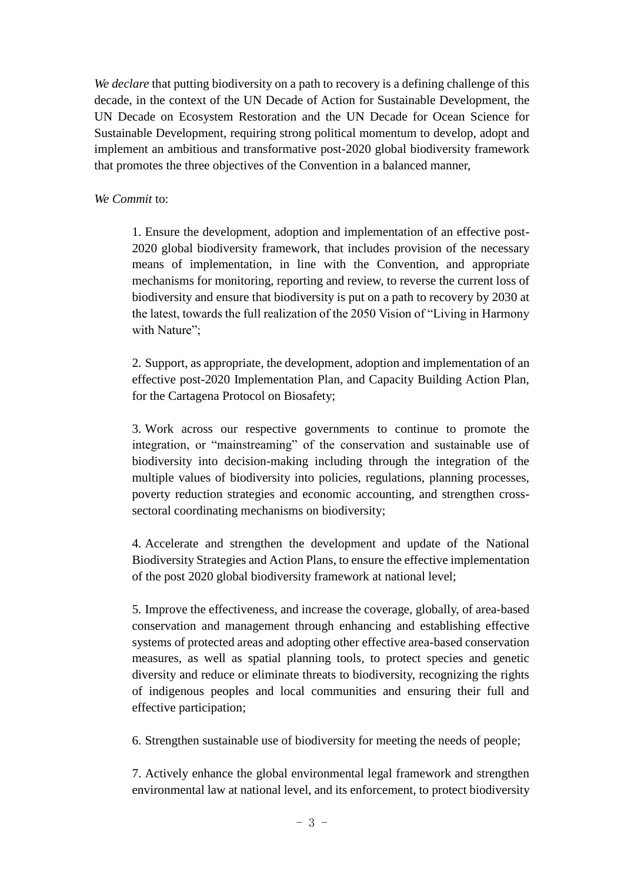*We declare* that putting biodiversity on a path to recovery is a defining challenge of this decade, in the context of the UN Decade of Action for Sustainable Development, the UN Decade on Ecosystem Restoration and the UN Decade for Ocean Science for Sustainable Development, requiring strong political momentum to develop, adopt and implement an ambitious and transformative post-2020 global biodiversity framework that promotes the three objectives of the Convention in a balanced manner,

*We Commit* to:

1. Ensure the development, adoption and implementation of an effective post-2020 global biodiversity framework, that includes provision of the necessary means of implementation, in line with the Convention, and appropriate mechanisms for monitoring, reporting and review, to reverse the current loss of biodiversity and ensure that biodiversity is put on a path to recovery by 2030 at the latest, towards the full realization of the 2050 Vision of "Living in Harmony with Nature";

2. Support, as appropriate, the development, adoption and implementation of an effective post-2020 Implementation Plan, and Capacity Building Action Plan, for the Cartagena Protocol on Biosafety;

3. Work across our respective governments to continue to promote the integration, or "mainstreaming" of the conservation and sustainable use of biodiversity into decision-making including through the integration of the multiple values of biodiversity into policies, regulations, planning processes, poverty reduction strategies and economic accounting, and strengthen cross-sectoral coordinating mechanisms on biodiversity;

4. Accelerate and strengthen the development and update of the National Biodiversity Strategies and Action Plans, to ensure the effective implementation of the post 2020 global biodiversity framework at national level;

5. Improve the effectiveness, and increase the coverage, globally, of area-based conservation and management through enhancing and establishing effective systems of protected areas and adopting other effective area-based conservation measures, as well as spatial planning tools, to protect species and genetic diversity and reduce or eliminate threats to biodiversity, recognizing the rights of indigenous peoples and local communities and ensuring their full and effective participation;

6. Strengthen sustainable use of biodiversity for meeting the needs of people;

7. Actively enhance the global environmental legal framework and strengthen environmental law at national level, and its enforcement, to protect biodiversity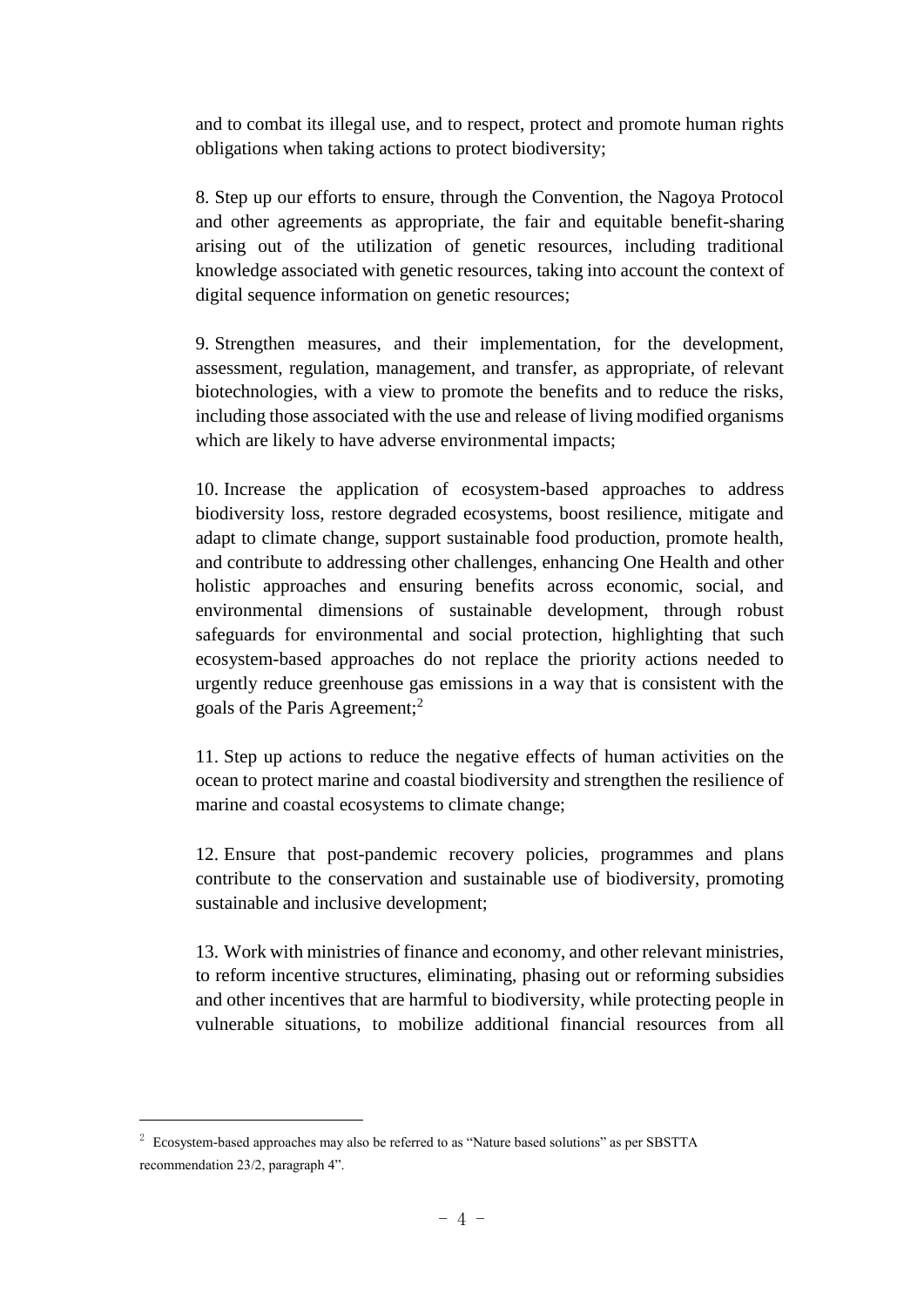and to combat its illegal use, and to respect, protect and promote human rights obligations when taking actions to protect biodiversity;

8. Step up our efforts to ensure, through the Convention, the Nagoya Protocol and other agreements as appropriate, the fair and equitable benefit-sharing arising out of the utilization of genetic resources, including traditional knowledge associated with genetic resources, taking into account the context of digital sequence information on genetic resources;

9. Strengthen measures, and their implementation, for the development, assessment, regulation, management, and transfer, as appropriate, of relevant biotechnologies, with a view to promote the benefits and to reduce the risks, including those associated with the use and release of living modified organisms which are likely to have adverse environmental impacts;

10. Increase the application of ecosystem-based approaches to address biodiversity loss, restore degraded ecosystems, boost resilience, mitigate and adapt to climate change, support sustainable food production, promote health, and contribute to addressing other challenges, enhancing One Health and other holistic approaches and ensuring benefits across economic, social, and environmental dimensions of sustainable development, through robust safeguards for environmental and social protection, highlighting that such ecosystem-based approaches do not replace the priority actions needed to urgently reduce greenhouse gas emissions in a way that is consistent with the goals of the Paris Agreement;[2]

11. Step up actions to reduce the negative effects of human activities on the ocean to protect marine and coastal biodiversity and strengthen the resilience of marine and coastal ecosystems to climate change;

12. Ensure that post-pandemic recovery policies, programmes and plans contribute to the conservation and sustainable use of biodiversity, promoting sustainable and inclusive development;

13. Work with ministries of finance and economy, and other relevant ministries, to reform incentive structures, eliminating, phasing out or reforming subsidies and other incentives that are harmful to biodiversity, while protecting people in vulnerable situations, to mobilize additional financial resources from all

---

[2] Ecosystem-based approaches may also be referred to as "Nature based solutions" as per SBSTTA recommendation 23/2, paragraph 4".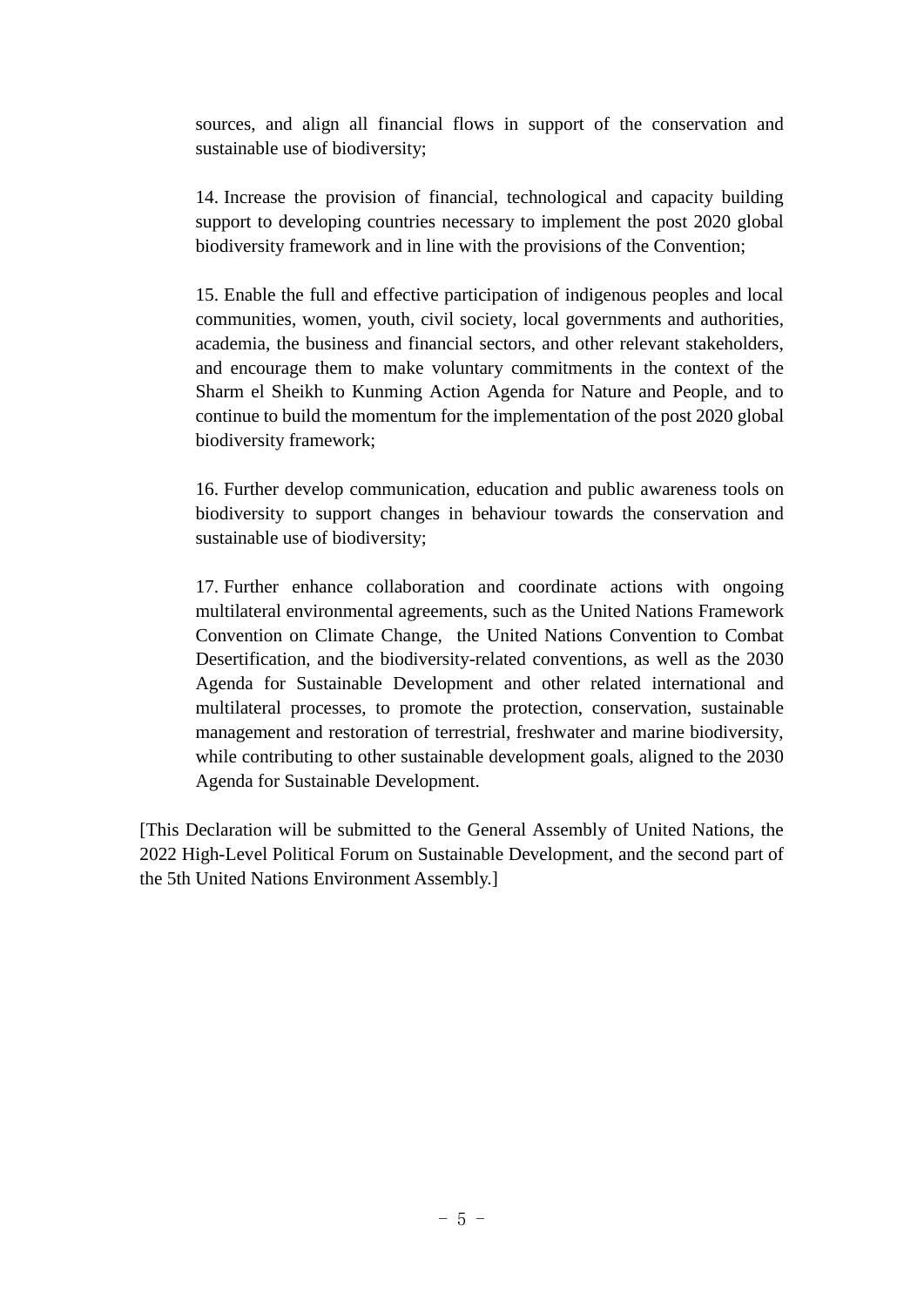sources, and align all financial flows in support of the conservation and sustainable use of biodiversity;

14. Increase the provision of financial, technological and capacity building support to developing countries necessary to implement the post 2020 global biodiversity framework and in line with the provisions of the Convention;

15. Enable the full and effective participation of indigenous peoples and local communities, women, youth, civil society, local governments and authorities, academia, the business and financial sectors, and other relevant stakeholders, and encourage them to make voluntary commitments in the context of the Sharm el Sheikh to Kunming Action Agenda for Nature and People, and to continue to build the momentum for the implementation of the post 2020 global biodiversity framework;

16. Further develop communication, education and public awareness tools on biodiversity to support changes in behaviour towards the conservation and sustainable use of biodiversity;

17. Further enhance collaboration and coordinate actions with ongoing multilateral environmental agreements, such as the United Nations Framework Convention on Climate Change, the United Nations Convention to Combat Desertification, and the biodiversity-related conventions, as well as the 2030 Agenda for Sustainable Development and other related international and multilateral processes, to promote the protection, conservation, sustainable management and restoration of terrestrial, freshwater and marine biodiversity, while contributing to other sustainable development goals, aligned to the 2030 Agenda for Sustainable Development.

[This Declaration will be submitted to the General Assembly of United Nations, the 2022 High-Level Political Forum on Sustainable Development, and the second part of the 5th United Nations Environment Assembly.]